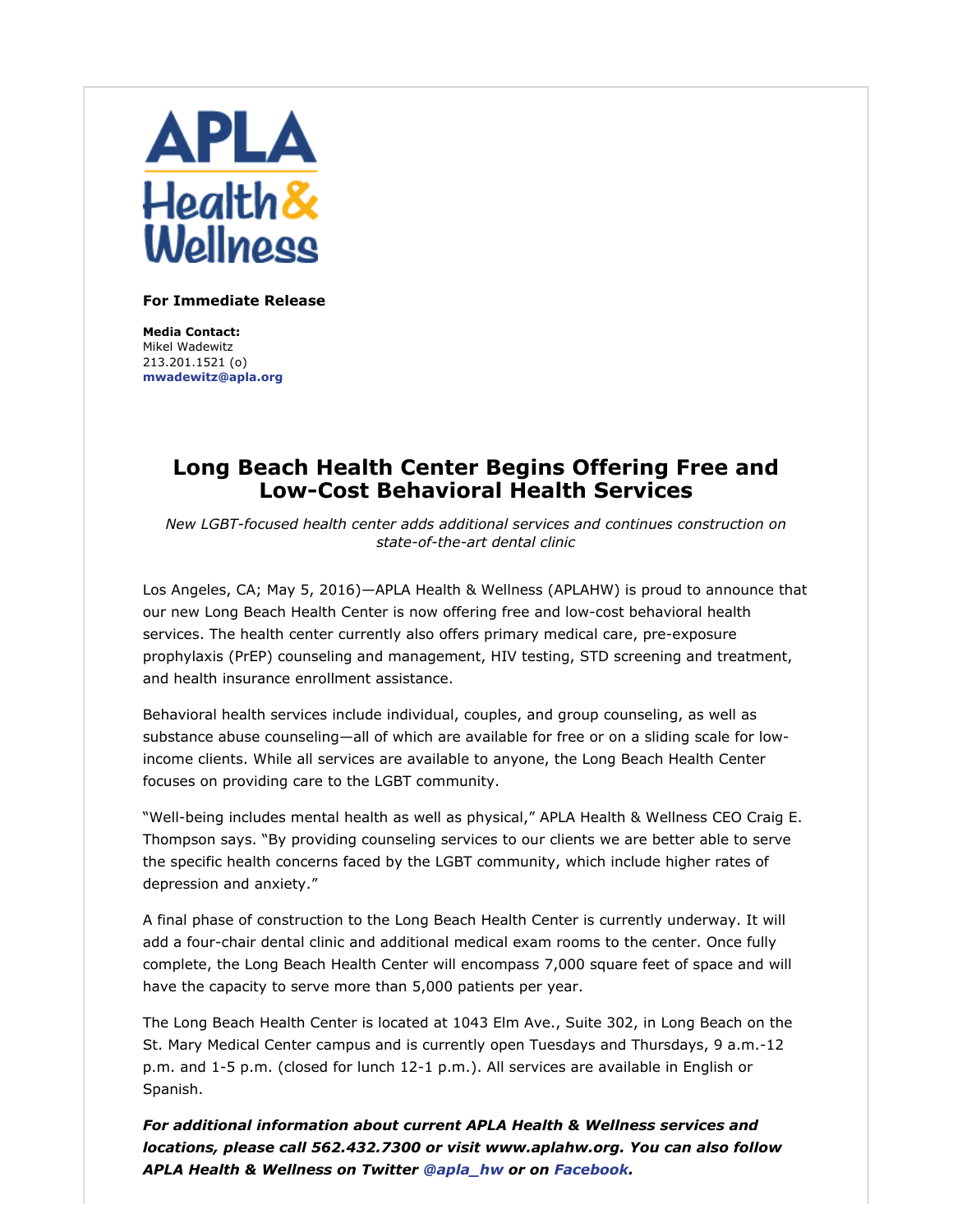APLA Health & Wellness

**For Immediate Release**

**Media Contact:**
Mikel Wadewitz
213.201.1521 (o)
**mwadewitz@apla.org**

# Long Beach Health Center Begins Offering Free and Low-Cost Behavioral Health Services

*New LGBT-focused health center adds additional services and continues construction on state-of-the-art dental clinic*

Los Angeles, CA; May 5, 2016)—APLA Health & Wellness (APLAHW) is proud to announce that our new Long Beach Health Center is now offering free and low-cost behavioral health services. The health center currently also offers primary medical care, pre-exposure prophylaxis (PrEP) counseling and management, HIV testing, STD screening and treatment, and health insurance enrollment assistance.

Behavioral health services include individual, couples, and group counseling, as well as substance abuse counseling—all of which are available for free or on a sliding scale for low-income clients. While all services are available to anyone, the Long Beach Health Center focuses on providing care to the LGBT community.

"Well-being includes mental health as well as physical," APLA Health & Wellness CEO Craig E. Thompson says. "By providing counseling services to our clients we are better able to serve the specific health concerns faced by the LGBT community, which include higher rates of depression and anxiety."

A final phase of construction to the Long Beach Health Center is currently underway. It will add a four-chair dental clinic and additional medical exam rooms to the center. Once fully complete, the Long Beach Health Center will encompass 7,000 square feet of space and will have the capacity to serve more than 5,000 patients per year.

The Long Beach Health Center is located at 1043 Elm Ave., Suite 302, in Long Beach on the St. Mary Medical Center campus and is currently open Tuesdays and Thursdays, 9 a.m.-12 p.m. and 1-5 p.m. (closed for lunch 12-1 p.m.). All services are available in English or Spanish.

***For additional information about current APLA Health & Wellness services and locations, please call 562.432.7300 or visit www.aplahw.org. You can also follow APLA Health & Wellness on Twitter @apla_hw or on Facebook.***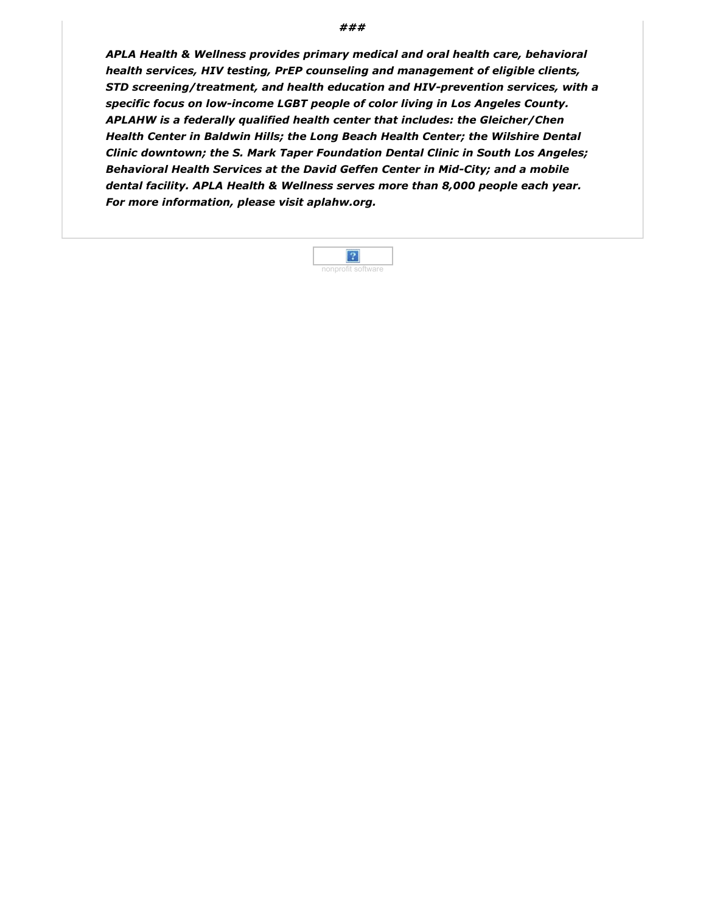###

***APLA Health & Wellness provides primary medical and oral health care, behavioral health services, HIV testing, PrEP counseling and management of eligible clients, STD screening/treatment, and health education and HIV-prevention services, with a specific focus on low-income LGBT people of color living in Los Angeles County. APLAHW is a federally qualified health center that includes: the Gleicher/Chen Health Center in Baldwin Hills; the Long Beach Health Center; the Wilshire Dental Clinic downtown; the S. Mark Taper Foundation Dental Clinic in South Los Angeles; Behavioral Health Services at the David Geffen Center in Mid-City; and a mobile dental facility. APLA Health & Wellness serves more than 8,000 people each year. For more information, please visit aplahw.org.***

nonprofit software